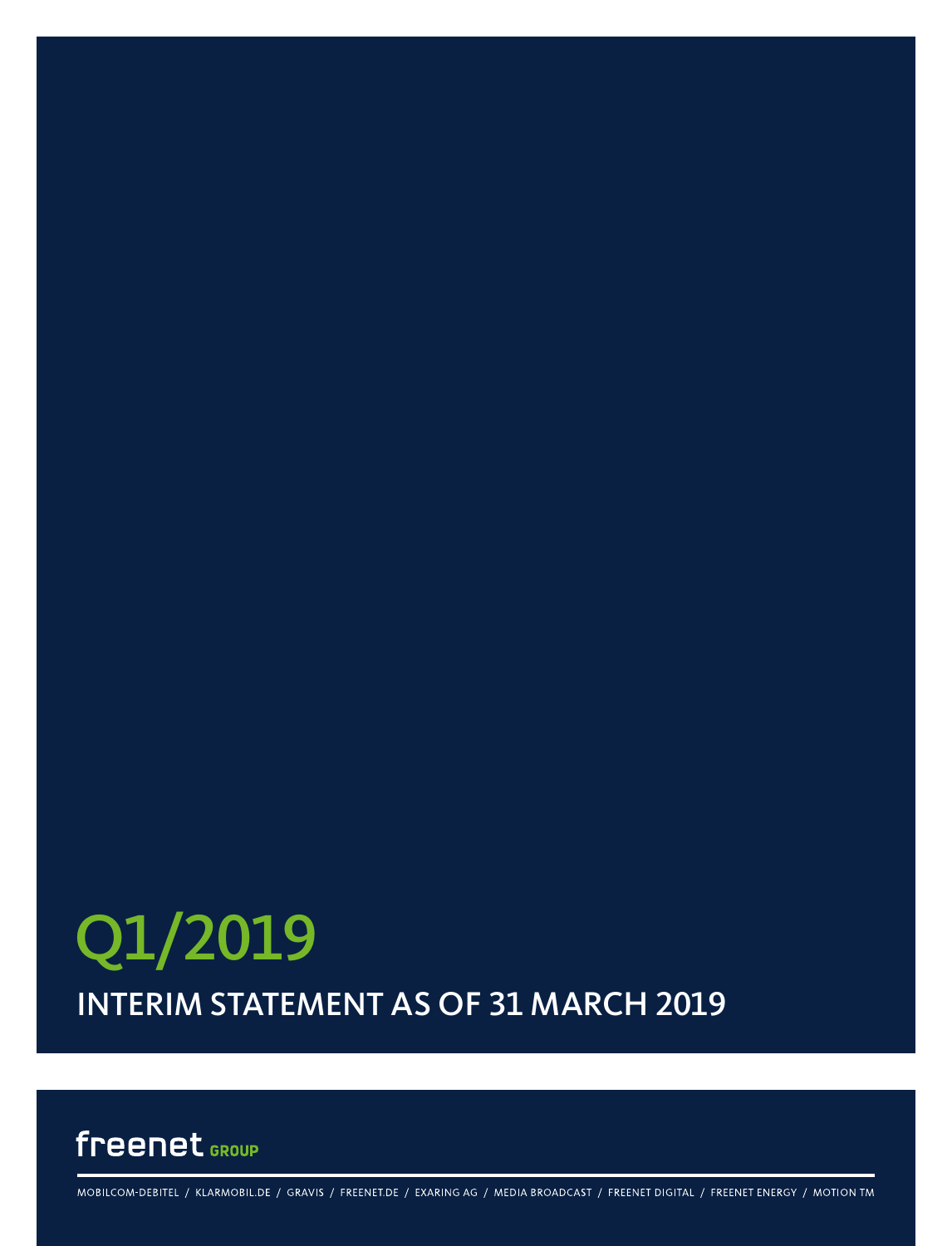# Q1/2019

## INTERIM STATEMENT AS OF 31 MARCH 2019

freenet GROUP

MOBILCOM-DEBITEL / KLARMOBIL.DE / GRAVIS / FREENET.DE / EXARING AG / MEDIA BROADCAST / FREENET DIGITAL / FREENET ENERGY / MOTION TM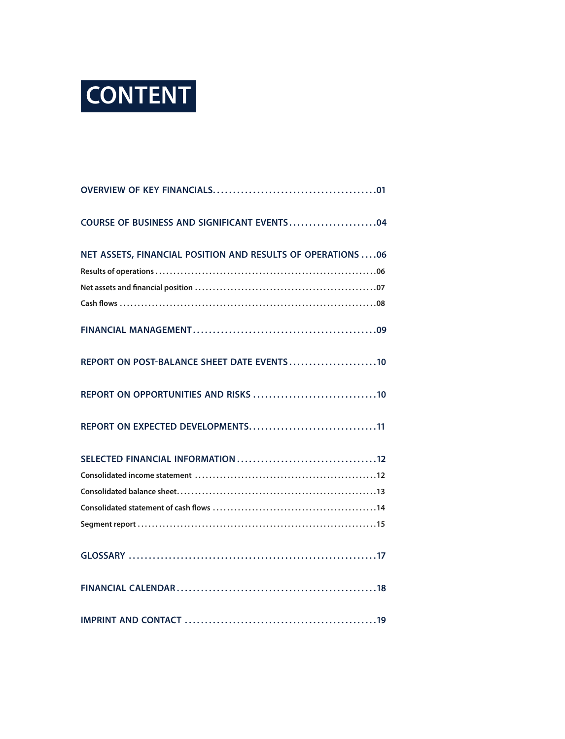# CONTENT

**OVERVIEW OF KEY FINANCIALS** .......... 01

**COURSE OF BUSINESS AND SIGNIFICANT EVENTS** .......... 04

**NET ASSETS, FINANCIAL POSITION AND RESULTS OF OPERATIONS** .......... 06

- Results of operations .......... 06
- Net assets and financial position .......... 07
- Cash flows .......... 08

**FINANCIAL MANAGEMENT** .......... 09

**REPORT ON POST-BALANCE SHEET DATE EVENTS** .......... 10

**REPORT ON OPPORTUNITIES AND RISKS** .......... 10

**REPORT ON EXPECTED DEVELOPMENTS** .......... 11

**SELECTED FINANCIAL INFORMATION** .......... 12

- Consolidated income statement .......... 12
- Consolidated balance sheet .......... 13
- Consolidated statement of cash flows .......... 14
- Segment report .......... 15

**GLOSSARY** .......... 17

**FINANCIAL CALENDAR** .......... 18

**IMPRINT AND CONTACT** .......... 19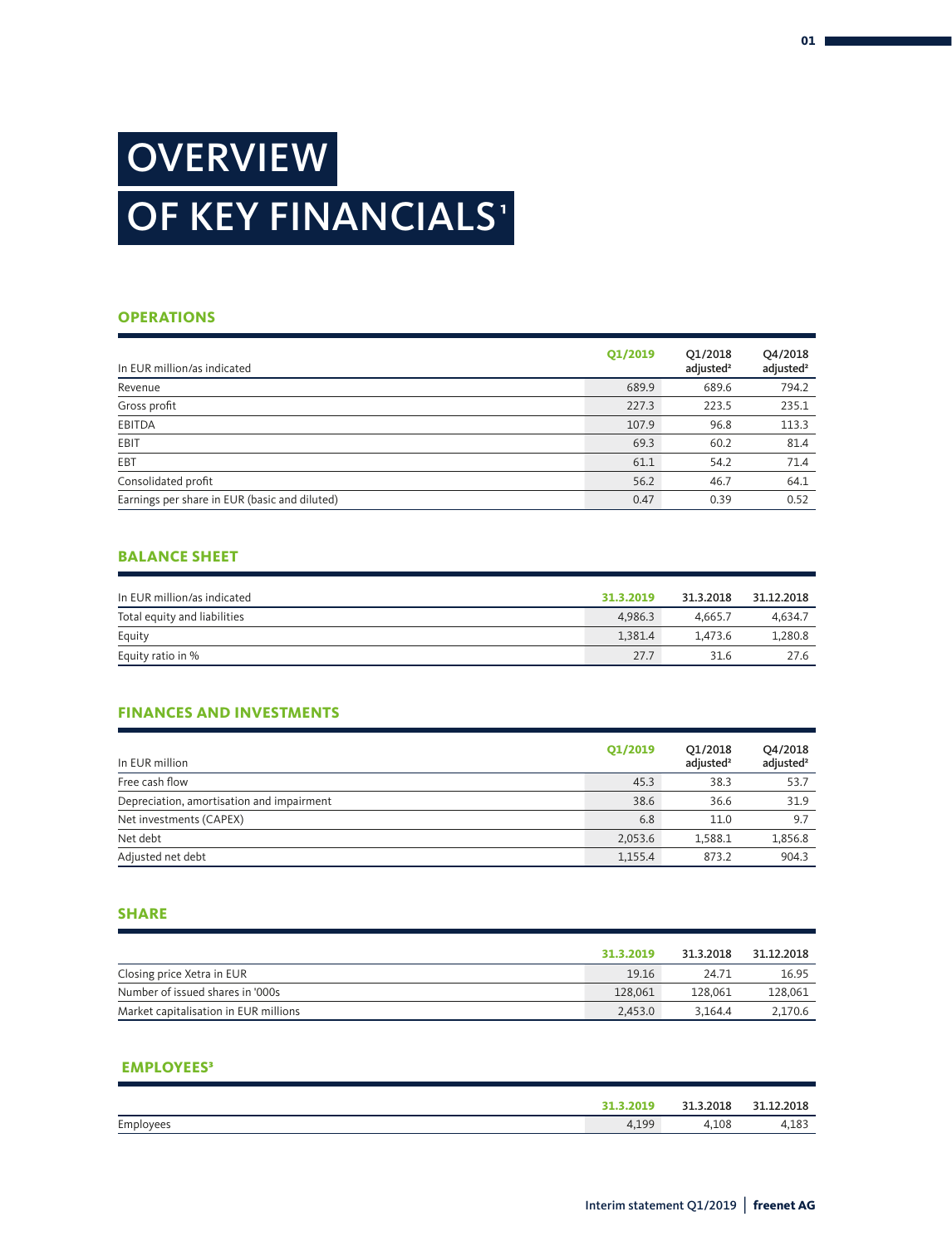# OVERVIEW OF KEY FINANCIALS[1]

## OPERATIONS

| In EUR million/as indicated | Q1/2019 | Q1/2018 adjusted[2] | Q4/2018 adjusted[2] |
|---|---|---|---|
| Revenue | 689.9 | 689.6 | 794.2 |
| Gross profit | 227.3 | 223.5 | 235.1 |
| EBITDA | 107.9 | 96.8 | 113.3 |
| EBIT | 69.3 | 60.2 | 81.4 |
| EBT | 61.1 | 54.2 | 71.4 |
| Consolidated profit | 56.2 | 46.7 | 64.1 |
| Earnings per share in EUR (basic and diluted) | 0.47 | 0.39 | 0.52 |

## BALANCE SHEET

| In EUR million/as indicated | 31.3.2019 | 31.3.2018 | 31.12.2018 |
|---|---|---|---|
| Total equity and liabilities | 4,986.3 | 4,665.7 | 4,634.7 |
| Equity | 1,381.4 | 1,473.6 | 1,280.8 |
| Equity ratio in % | 27.7 | 31.6 | 27.6 |

## FINANCES AND INVESTMENTS

| In EUR million | Q1/2019 | Q1/2018 adjusted[2] | Q4/2018 adjusted[2] |
|---|---|---|---|
| Free cash flow | 45.3 | 38.3 | 53.7 |
| Depreciation, amortisation and impairment | 38.6 | 36.6 | 31.9 |
| Net investments (CAPEX) | 6.8 | 11.0 | 9.7 |
| Net debt | 2,053.6 | 1,588.1 | 1,856.8 |
| Adjusted net debt | 1,155.4 | 873.2 | 904.3 |

## SHARE

| | 31.3.2019 | 31.3.2018 | 31.12.2018 |
|---|---|---|---|
| Closing price Xetra in EUR | 19.16 | 24.71 | 16.95 |
| Number of issued shares in '000s | 128,061 | 128,061 | 128,061 |
| Market capitalisation in EUR millions | 2,453.0 | 3,164.4 | 2,170.6 |

## EMPLOYEES[3]

| | 31.3.2019 | 31.3.2018 | 31.12.2018 |
|---|---|---|---|
| Employees | 4,199 | 4,108 | 4,183 |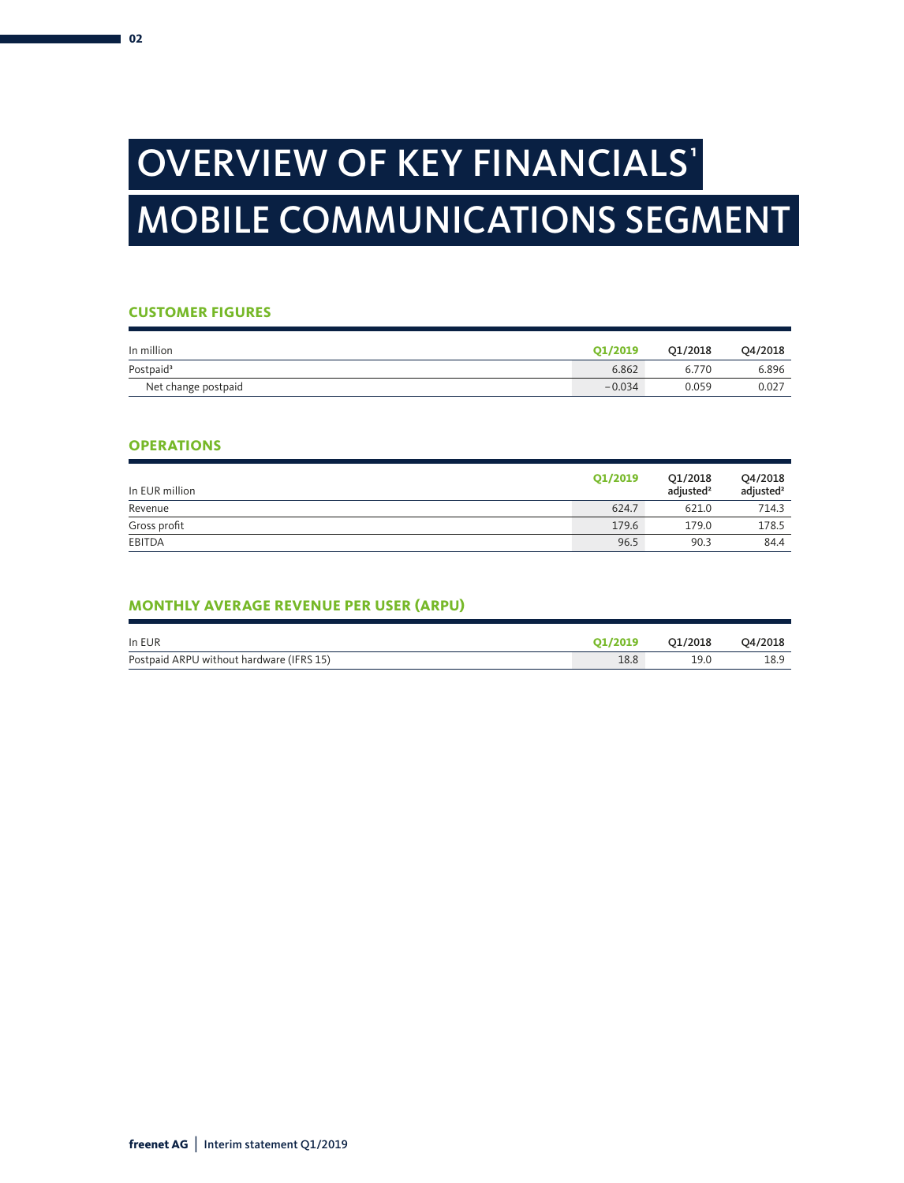# OVERVIEW OF KEY FINANCIALS[1]

# MOBILE COMMUNICATIONS SEGMENT

## CUSTOMER FIGURES

| In million | Q1/2019 | Q1/2018 | Q4/2018 |
|---|---|---|---|
| Postpaid[3] | 6.862 | 6.770 | 6.896 |
| Net change postpaid | −0.034 | 0.059 | 0.027 |

## OPERATIONS

| In EUR million | Q1/2019 | Q1/2018 adjusted[2] | Q4/2018 adjusted[2] |
|---|---|---|---|
| Revenue | 624.7 | 621.0 | 714.3 |
| Gross profit | 179.6 | 179.0 | 178.5 |
| EBITDA | 96.5 | 90.3 | 84.4 |

## MONTHLY AVERAGE REVENUE PER USER (ARPU)

| In EUR | Q1/2019 | Q1/2018 | Q4/2018 |
|---|---|---|---|
| Postpaid ARPU without hardware (IFRS 15) | 18.8 | 19.0 | 18.9 |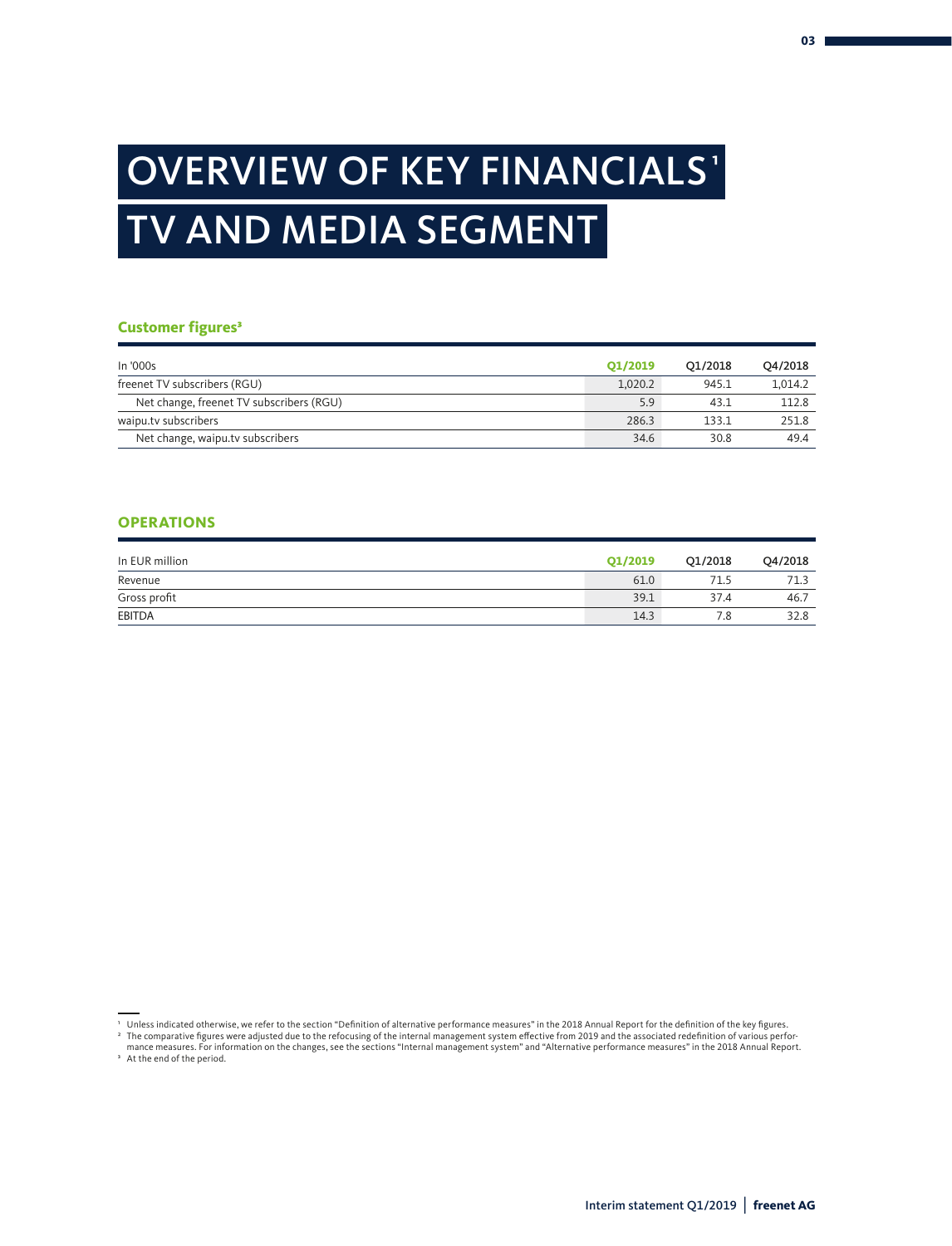# OVERVIEW OF KEY FINANCIALS[1]

# TV AND MEDIA SEGMENT

### Customer figures[3]

| In '000s | Q1/2019 | Q1/2018 | Q4/2018 |
|---|---|---|---|
| freenet TV subscribers (RGU) | 1,020.2 | 945.1 | 1,014.2 |
| Net change, freenet TV subscribers (RGU) | 5.9 | 43.1 | 112.8 |
| waipu.tv subscribers | 286.3 | 133.1 | 251.8 |
| Net change, waipu.tv subscribers | 34.6 | 30.8 | 49.4 |

## OPERATIONS

| In EUR million | Q1/2019 | Q1/2018 | Q4/2018 |
|---|---|---|---|
| Revenue | 61.0 | 71.5 | 71.3 |
| Gross profit | 39.1 | 37.4 | 46.7 |
| EBITDA | 14.3 | 7.8 | 32.8 |

[1] Unless indicated otherwise, we refer to the section "Definition of alternative performance measures" in the 2018 Annual Report for the definition of the key figures.
[2] The comparative figures were adjusted due to the refocusing of the internal management system effective from 2019 and the associated redefinition of various performance measures. For information on the changes, see the sections "Internal management system" and "Alternative performance measures" in the 2018 Annual Report.
[3] At the end of the period.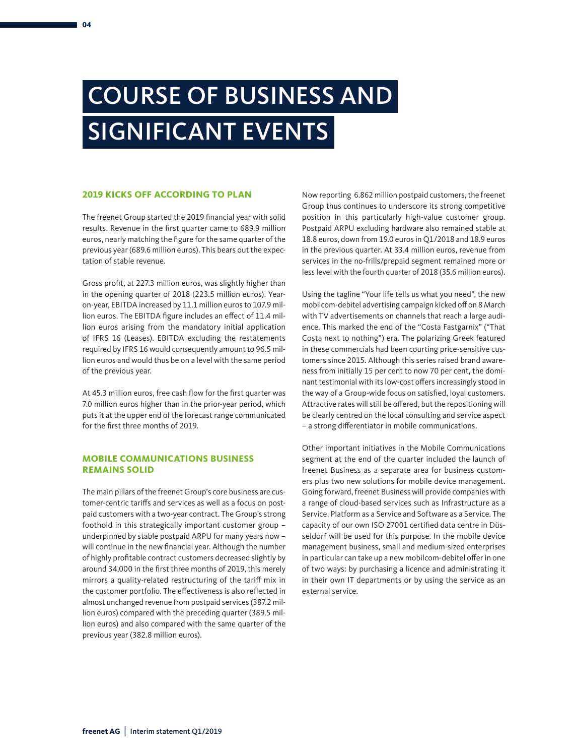# COURSE OF BUSINESS AND SIGNIFICANT EVENTS

## 2019 KICKS OFF ACCORDING TO PLAN

The freenet Group started the 2019 financial year with solid results. Revenue in the first quarter came to 689.9 million euros, nearly matching the figure for the same quarter of the previous year (689.6 million euros). This bears out the expectation of stable revenue.

Gross profit, at 227.3 million euros, was slightly higher than in the opening quarter of 2018 (223.5 million euros). Year-on-year, EBITDA increased by 11.1 million euros to 107.9 million euros. The EBITDA figure includes an effect of 11.4 million euros arising from the mandatory initial application of IFRS 16 (Leases). EBITDA excluding the restatements required by IFRS 16 would consequently amount to 96.5 million euros and would thus be on a level with the same period of the previous year.

At 45.3 million euros, free cash flow for the first quarter was 7.0 million euros higher than in the prior-year period, which puts it at the upper end of the forecast range communicated for the first three months of 2019.

## MOBILE COMMUNICATIONS BUSINESS REMAINS SOLID

The main pillars of the freenet Group's core business are customer-centric tariffs and services as well as a focus on postpaid customers with a two-year contract. The Group's strong foothold in this strategically important customer group – underpinned by stable postpaid ARPU for many years now – will continue in the new financial year. Although the number of highly profitable contract customers decreased slightly by around 34,000 in the first three months of 2019, this merely mirrors a quality-related restructuring of the tariff mix in the customer portfolio. The effectiveness is also reflected in almost unchanged revenue from postpaid services (387.2 million euros) compared with the preceding quarter (389.5 million euros) and also compared with the same quarter of the previous year (382.8 million euros).

Now reporting 6.862 million postpaid customers, the freenet Group thus continues to underscore its strong competitive position in this particularly high-value customer group. Postpaid ARPU excluding hardware also remained stable at 18.8 euros, down from 19.0 euros in Q1/2018 and 18.9 euros in the previous quarter. At 33.4 million euros, revenue from services in the no-frills/prepaid segment remained more or less level with the fourth quarter of 2018 (35.6 million euros).

Using the tagline "Your life tells us what you need", the new mobilcom-debitel advertising campaign kicked off on 8 March with TV advertisements on channels that reach a large audience. This marked the end of the "Costa Fastgarnix" ("That Costa next to nothing") era. The polarizing Greek featured in these commercials had been courting price-sensitive customers since 2015. Although this series raised brand awareness from initially 15 per cent to now 70 per cent, the dominant testimonial with its low-cost offers increasingly stood in the way of a Group-wide focus on satisfied, loyal customers. Attractive rates will still be offered, but the repositioning will be clearly centred on the local consulting and service aspect – a strong differentiator in mobile communications.

Other important initiatives in the Mobile Communications segment at the end of the quarter included the launch of freenet Business as a separate area for business customers plus two new solutions for mobile device management. Going forward, freenet Business will provide companies with a range of cloud-based services such as Infrastructure as a Service, Platform as a Service and Software as a Service. The capacity of our own ISO 27001 certified data centre in Düsseldorf will be used for this purpose. In the mobile device management business, small and medium-sized enterprises in particular can take up a new mobilcom-debitel offer in one of two ways: by purchasing a licence and administrating it in their own IT departments or by using the service as an external service.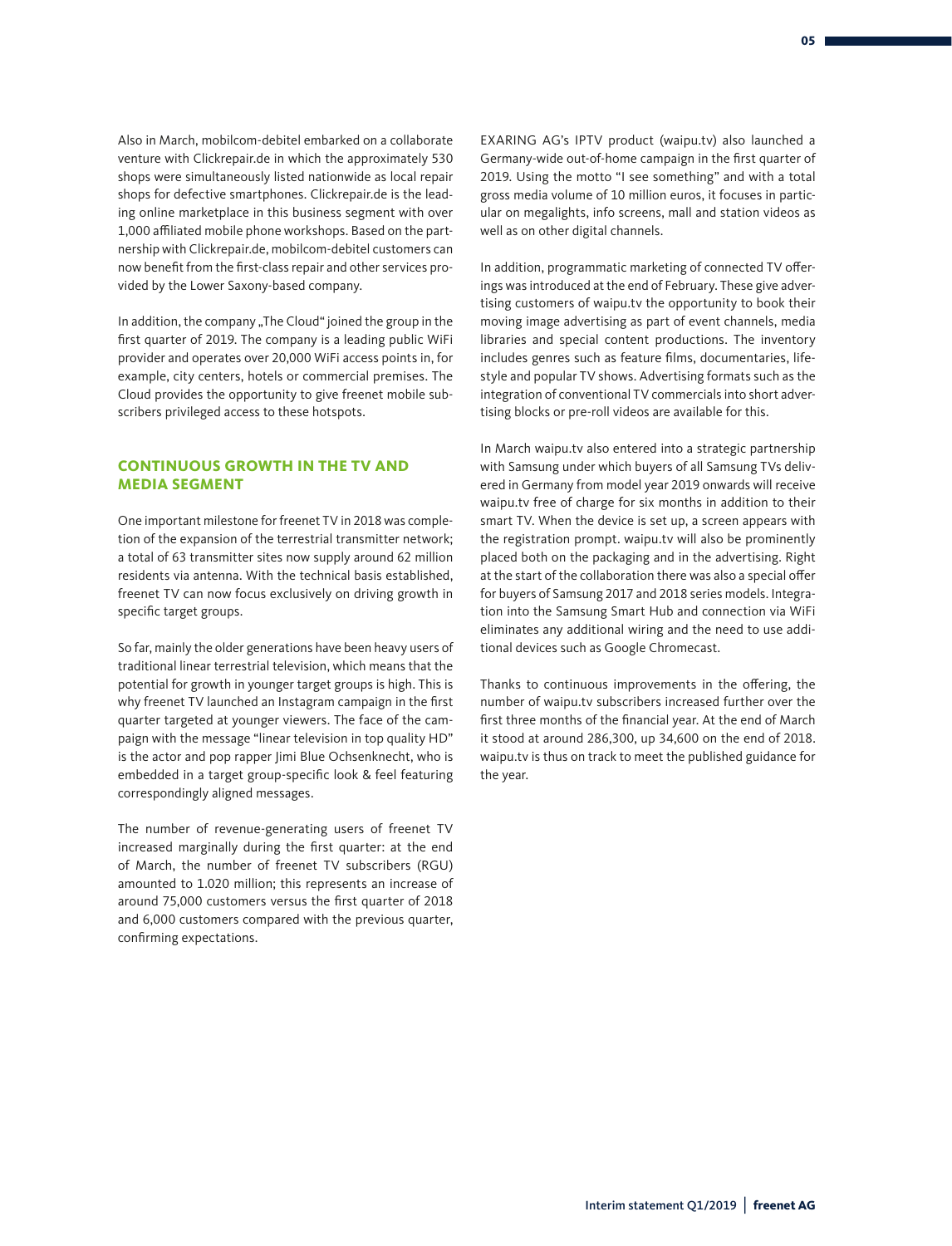Also in March, mobilcom-debitel embarked on a collaborate venture with Clickrepair.de in which the approximately 530 shops were simultaneously listed nationwide as local repair shops for defective smartphones. Clickrepair.de is the leading online marketplace in this business segment with over 1,000 affiliated mobile phone workshops. Based on the partnership with Clickrepair.de, mobilcom-debitel customers can now benefit from the first-class repair and other services provided by the Lower Saxony-based company.

In addition, the company „The Cloud" joined the group in the first quarter of 2019. The company is a leading public WiFi provider and operates over 20,000 WiFi access points in, for example, city centers, hotels or commercial premises. The Cloud provides the opportunity to give freenet mobile subscribers privileged access to these hotspots.

## CONTINUOUS GROWTH IN THE TV AND MEDIA SEGMENT

One important milestone for freenet TV in 2018 was completion of the expansion of the terrestrial transmitter network; a total of 63 transmitter sites now supply around 62 million residents via antenna. With the technical basis established, freenet TV can now focus exclusively on driving growth in specific target groups.

So far, mainly the older generations have been heavy users of traditional linear terrestrial television, which means that the potential for growth in younger target groups is high. This is why freenet TV launched an Instagram campaign in the first quarter targeted at younger viewers. The face of the campaign with the message "linear television in top quality HD" is the actor and pop rapper Jimi Blue Ochsenknecht, who is embedded in a target group-specific look & feel featuring correspondingly aligned messages.

The number of revenue-generating users of freenet TV increased marginally during the first quarter: at the end of March, the number of freenet TV subscribers (RGU) amounted to 1.020 million; this represents an increase of around 75,000 customers versus the first quarter of 2018 and 6,000 customers compared with the previous quarter, confirming expectations.

EXARING AG's IPTV product (waipu.tv) also launched a Germany-wide out-of-home campaign in the first quarter of 2019. Using the motto "I see something" and with a total gross media volume of 10 million euros, it focuses in particular on megalights, info screens, mall and station videos as well as on other digital channels.

In addition, programmatic marketing of connected TV offerings was introduced at the end of February. These give advertising customers of waipu.tv the opportunity to book their moving image advertising as part of event channels, media libraries and special content productions. The inventory includes genres such as feature films, documentaries, lifestyle and popular TV shows. Advertising formats such as the integration of conventional TV commercials into short advertising blocks or pre-roll videos are available for this.

In March waipu.tv also entered into a strategic partnership with Samsung under which buyers of all Samsung TVs delivered in Germany from model year 2019 onwards will receive waipu.tv free of charge for six months in addition to their smart TV. When the device is set up, a screen appears with the registration prompt. waipu.tv will also be prominently placed both on the packaging and in the advertising. Right at the start of the collaboration there was also a special offer for buyers of Samsung 2017 and 2018 series models. Integration into the Samsung Smart Hub and connection via WiFi eliminates any additional wiring and the need to use additional devices such as Google Chromecast.

Thanks to continuous improvements in the offering, the number of waipu.tv subscribers increased further over the first three months of the financial year. At the end of March it stood at around 286,300, up 34,600 on the end of 2018. waipu.tv is thus on track to meet the published guidance for the year.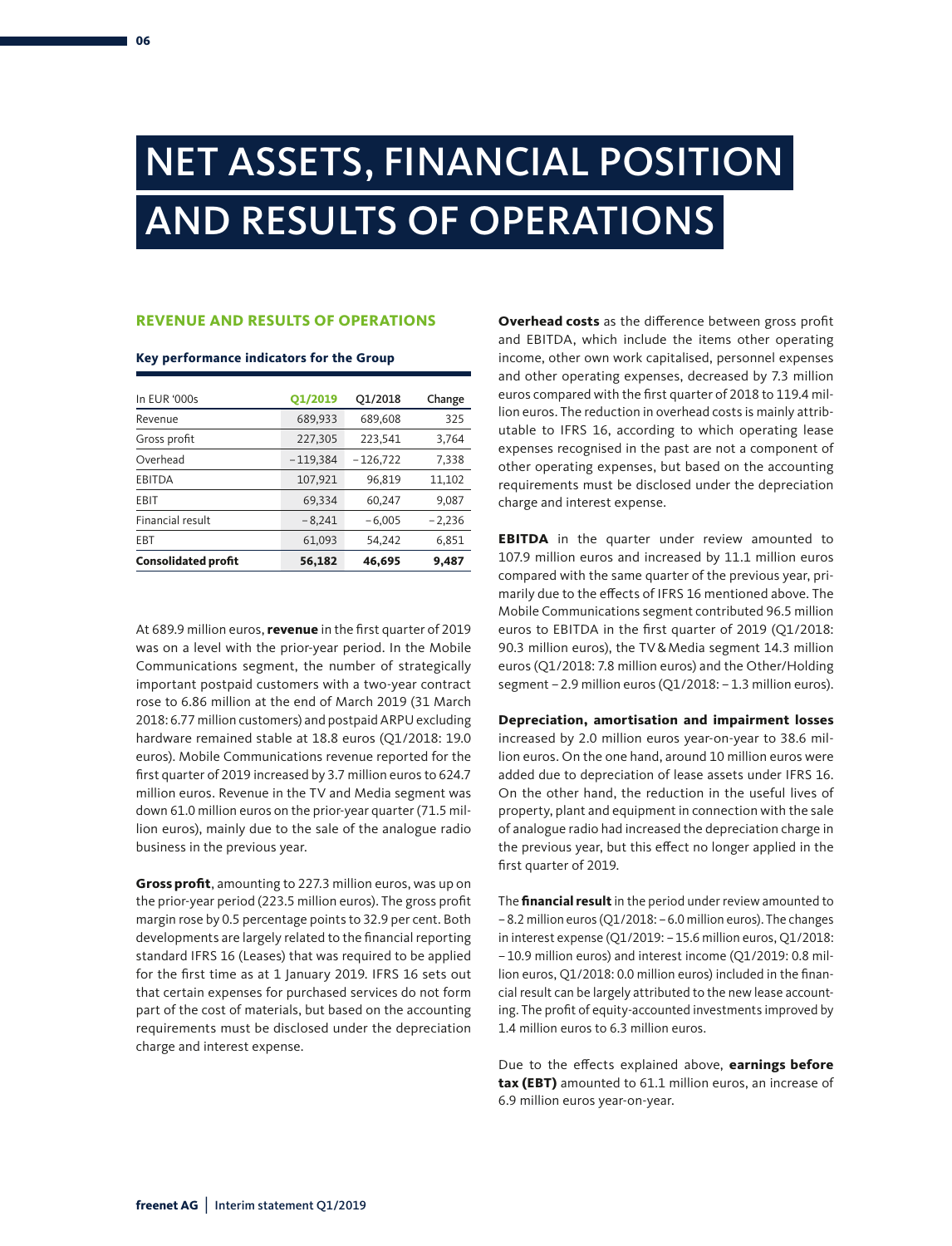# NET ASSETS, FINANCIAL POSITION AND RESULTS OF OPERATIONS

## REVENUE AND RESULTS OF OPERATIONS

**Key performance indicators for the Group**

| In EUR '000s | Q1/2019 | Q1/2018 | Change |
|---|---|---|---|
| Revenue | 689,933 | 689,608 | 325 |
| Gross profit | 227,305 | 223,541 | 3,764 |
| Overhead | –119,384 | –126,722 | 7,338 |
| EBITDA | 107,921 | 96,819 | 11,102 |
| EBIT | 69,334 | 60,247 | 9,087 |
| Financial result | –8,241 | –6,005 | –2,236 |
| EBT | 61,093 | 54,242 | 6,851 |
| **Consolidated profit** | **56,182** | **46,695** | **9,487** |

At 689.9 million euros, **revenue** in the first quarter of 2019 was on a level with the prior-year period. In the Mobile Communications segment, the number of strategically important postpaid customers with a two-year contract rose to 6.86 million at the end of March 2019 (31 March 2018: 6.77 million customers) and postpaid ARPU excluding hardware remained stable at 18.8 euros (Q1/2018: 19.0 euros). Mobile Communications revenue reported for the first quarter of 2019 increased by 3.7 million euros to 624.7 million euros. Revenue in the TV and Media segment was down 61.0 million euros on the prior-year quarter (71.5 million euros), mainly due to the sale of the analogue radio business in the previous year.

**Gross profit**, amounting to 227.3 million euros, was up on the prior-year period (223.5 million euros). The gross profit margin rose by 0.5 percentage points to 32.9 per cent. Both developments are largely related to the financial reporting standard IFRS 16 (Leases) that was required to be applied for the first time as at 1 January 2019. IFRS 16 sets out that certain expenses for purchased services do not form part of the cost of materials, but based on the accounting requirements must be disclosed under the depreciation charge and interest expense.

**Overhead costs** as the difference between gross profit and EBITDA, which include the items other operating income, other own work capitalised, personnel expenses and other operating expenses, decreased by 7.3 million euros compared with the first quarter of 2018 to 119.4 million euros. The reduction in overhead costs is mainly attributable to IFRS 16, according to which operating lease expenses recognised in the past are not a component of other operating expenses, but based on the accounting requirements must be disclosed under the depreciation charge and interest expense.

**EBITDA** in the quarter under review amounted to 107.9 million euros and increased by 11.1 million euros compared with the same quarter of the previous year, primarily due to the effects of IFRS 16 mentioned above. The Mobile Communications segment contributed 96.5 million euros to EBITDA in the first quarter of 2019 (Q1/2018: 90.3 million euros), the TV & Media segment 14.3 million euros (Q1/2018: 7.8 million euros) and the Other/Holding segment –2.9 million euros (Q1/2018: –1.3 million euros).

**Depreciation, amortisation and impairment losses** increased by 2.0 million euros year-on-year to 38.6 million euros. On the one hand, around 10 million euros were added due to depreciation of lease assets under IFRS 16. On the other hand, the reduction in the useful lives of property, plant and equipment in connection with the sale of analogue radio had increased the depreciation charge in the previous year, but this effect no longer applied in the first quarter of 2019.

The **financial result** in the period under review amounted to –8.2 million euros (Q1/2018: –6.0 million euros). The changes in interest expense (Q1/2019: –15.6 million euros, Q1/2018: –10.9 million euros) and interest income (Q1/2019: 0.8 million euros, Q1/2018: 0.0 million euros) included in the financial result can be largely attributed to the new lease accounting. The profit of equity-accounted investments improved by 1.4 million euros to 6.3 million euros.

Due to the effects explained above, **earnings before tax (EBT)** amounted to 61.1 million euros, an increase of 6.9 million euros year-on-year.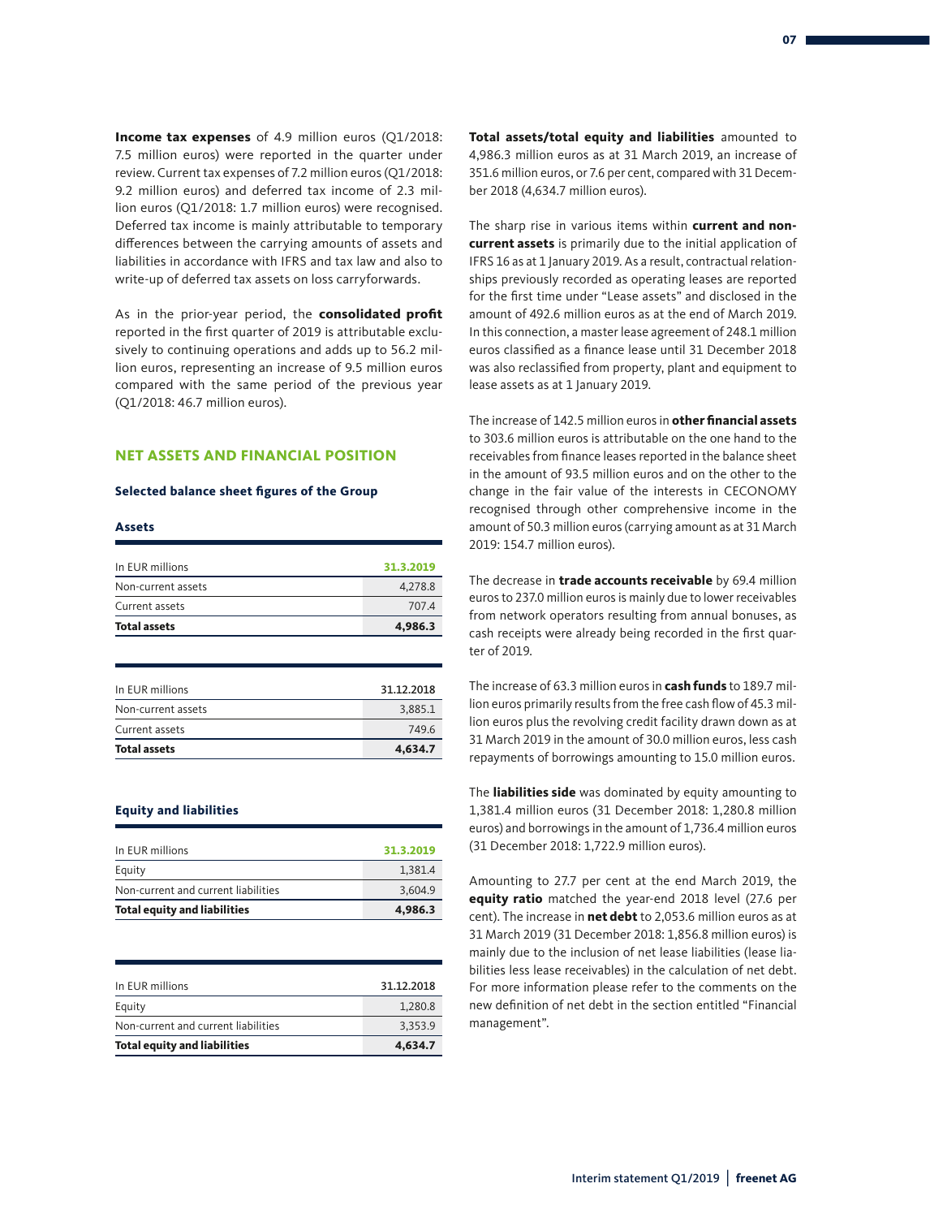**Income tax expenses** of 4.9 million euros (Q1/2018: 7.5 million euros) were reported in the quarter under review. Current tax expenses of 7.2 million euros (Q1/2018: 9.2 million euros) and deferred tax income of 2.3 million euros (Q1/2018: 1.7 million euros) were recognised. Deferred tax income is mainly attributable to temporary differences between the carrying amounts of assets and liabilities in accordance with IFRS and tax law and also to write-up of deferred tax assets on loss carryforwards.

As in the prior-year period, the **consolidated profit** reported in the first quarter of 2019 is attributable exclusively to continuing operations and adds up to 56.2 million euros, representing an increase of 9.5 million euros compared with the same period of the previous year (Q1/2018: 46.7 million euros).

## NET ASSETS AND FINANCIAL POSITION

### Selected balance sheet figures of the Group

#### Assets

| In EUR millions | 31.3.2019 |
|---|---|
| Non-current assets | 4,278.8 |
| Current assets | 707.4 |
| **Total assets** | **4,986.3** |

| In EUR millions | 31.12.2018 |
|---|---|
| Non-current assets | 3,885.1 |
| Current assets | 749.6 |
| **Total assets** | **4,634.7** |

#### Equity and liabilities

| In EUR millions | 31.3.2019 |
|---|---|
| Equity | 1,381.4 |
| Non-current and current liabilities | 3,604.9 |
| **Total equity and liabilities** | **4,986.3** |

| In EUR millions | 31.12.2018 |
|---|---|
| Equity | 1,280.8 |
| Non-current and current liabilities | 3,353.9 |
| **Total equity and liabilities** | **4,634.7** |

**Total assets/total equity and liabilities** amounted to 4,986.3 million euros as at 31 March 2019, an increase of 351.6 million euros, or 7.6 per cent, compared with 31 December 2018 (4,634.7 million euros).

The sharp rise in various items within **current and non-current assets** is primarily due to the initial application of IFRS 16 as at 1 January 2019. As a result, contractual relationships previously recorded as operating leases are reported for the first time under "Lease assets" and disclosed in the amount of 492.6 million euros as at the end of March 2019. In this connection, a master lease agreement of 248.1 million euros classified as a finance lease until 31 December 2018 was also reclassified from property, plant and equipment to lease assets as at 1 January 2019.

The increase of 142.5 million euros in **other financial assets** to 303.6 million euros is attributable on the one hand to the receivables from finance leases reported in the balance sheet in the amount of 93.5 million euros and on the other to the change in the fair value of the interests in CECONOMY recognised through other comprehensive income in the amount of 50.3 million euros (carrying amount as at 31 March 2019: 154.7 million euros).

The decrease in **trade accounts receivable** by 69.4 million euros to 237.0 million euros is mainly due to lower receivables from network operators resulting from annual bonuses, as cash receipts were already being recorded in the first quarter of 2019.

The increase of 63.3 million euros in **cash funds** to 189.7 million euros primarily results from the free cash flow of 45.3 million euros plus the revolving credit facility drawn down as at 31 March 2019 in the amount of 30.0 million euros, less cash repayments of borrowings amounting to 15.0 million euros.

The **liabilities side** was dominated by equity amounting to 1,381.4 million euros (31 December 2018: 1,280.8 million euros) and borrowings in the amount of 1,736.4 million euros (31 December 2018: 1,722.9 million euros).

Amounting to 27.7 per cent at the end March 2019, the **equity ratio** matched the year-end 2018 level (27.6 per cent). The increase in **net debt** to 2,053.6 million euros as at 31 March 2019 (31 December 2018: 1,856.8 million euros) is mainly due to the inclusion of net lease liabilities (lease liabilities less lease receivables) in the calculation of net debt. For more information please refer to the comments on the new definition of net debt in the section entitled "Financial management".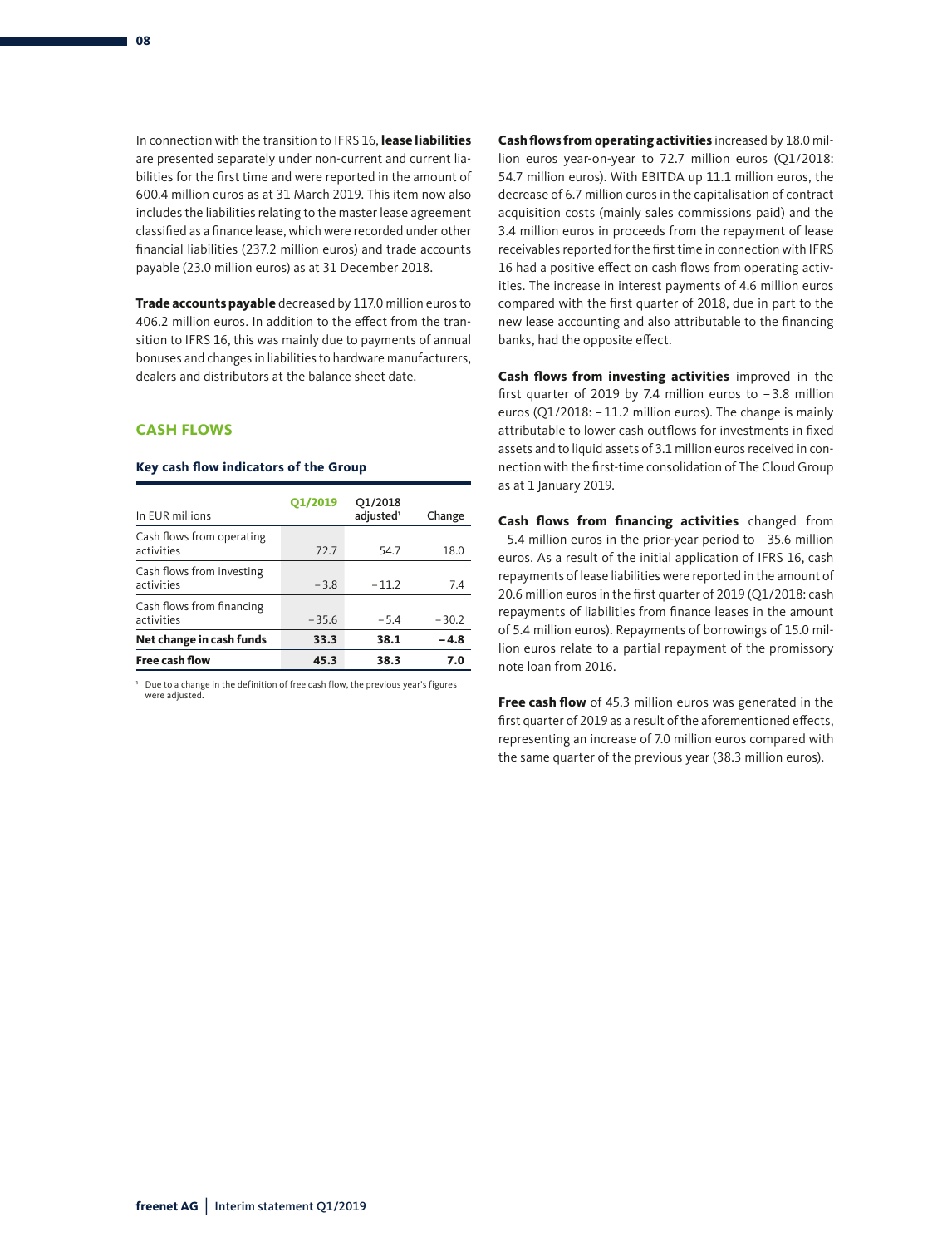In connection with the transition to IFRS 16, **lease liabilities** are presented separately under non-current and current liabilities for the first time and were reported in the amount of 600.4 million euros as at 31 March 2019. This item now also includes the liabilities relating to the master lease agreement classified as a finance lease, which were recorded under other financial liabilities (237.2 million euros) and trade accounts payable (23.0 million euros) as at 31 December 2018.

**Trade accounts payable** decreased by 117.0 million euros to 406.2 million euros. In addition to the effect from the transition to IFRS 16, this was mainly due to payments of annual bonuses and changes in liabilities to hardware manufacturers, dealers and distributors at the balance sheet date.

## CASH FLOWS

### Key cash flow indicators of the Group

| In EUR millions | Q1/2019 | Q1/2018 adjusted[1] | Change |
|---|---|---|---|
| Cash flows from operating activities | 72.7 | 54.7 | 18.0 |
| Cash flows from investing activities | – 3.8 | – 11.2 | 7.4 |
| Cash flows from financing activities | – 35.6 | – 5.4 | – 30.2 |
| **Net change in cash funds** | **33.3** | **38.1** | **– 4.8** |
| **Free cash flow** | **45.3** | **38.3** | **7.0** |

[1] Due to a change in the definition of free cash flow, the previous year's figures were adjusted.

**Cash flows from operating activities** increased by 18.0 million euros year-on-year to 72.7 million euros (Q1/2018: 54.7 million euros). With EBITDA up 11.1 million euros, the decrease of 6.7 million euros in the capitalisation of contract acquisition costs (mainly sales commissions paid) and the 3.4 million euros in proceeds from the repayment of lease receivables reported for the first time in connection with IFRS 16 had a positive effect on cash flows from operating activities. The increase in interest payments of 4.6 million euros compared with the first quarter of 2018, due in part to the new lease accounting and also attributable to the financing banks, had the opposite effect.

**Cash flows from investing activities** improved in the first quarter of 2019 by 7.4 million euros to – 3.8 million euros (Q1/2018: – 11.2 million euros). The change is mainly attributable to lower cash outflows for investments in fixed assets and to liquid assets of 3.1 million euros received in connection with the first-time consolidation of The Cloud Group as at 1 January 2019.

**Cash flows from financing activities** changed from – 5.4 million euros in the prior-year period to – 35.6 million euros. As a result of the initial application of IFRS 16, cash repayments of lease liabilities were reported in the amount of 20.6 million euros in the first quarter of 2019 (Q1/2018: cash repayments of liabilities from finance leases in the amount of 5.4 million euros). Repayments of borrowings of 15.0 million euros relate to a partial repayment of the promissory note loan from 2016.

**Free cash flow** of 45.3 million euros was generated in the first quarter of 2019 as a result of the aforementioned effects, representing an increase of 7.0 million euros compared with the same quarter of the previous year (38.3 million euros).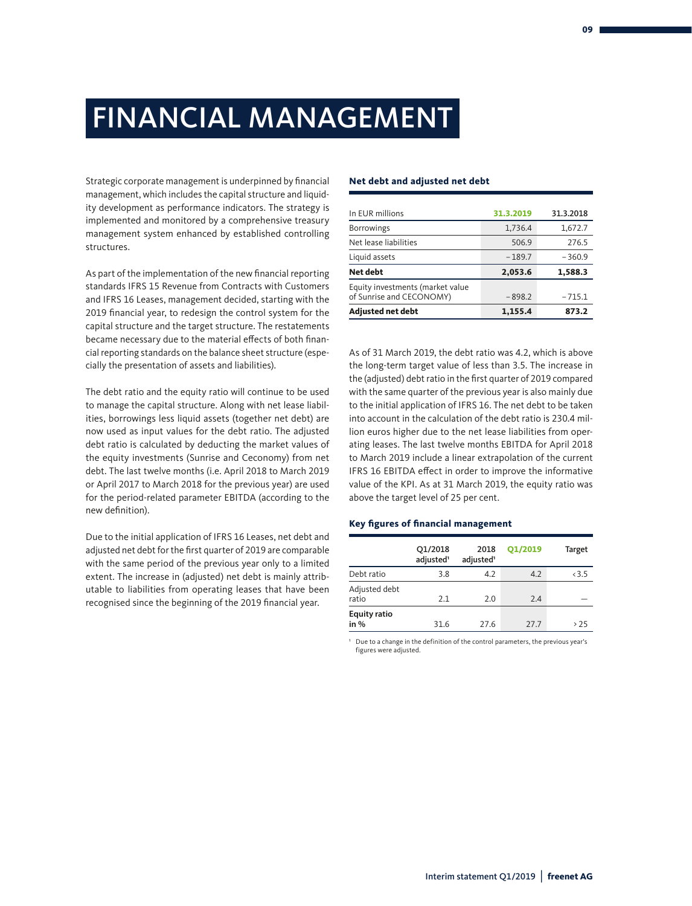# FINANCIAL MANAGEMENT

Strategic corporate management is underpinned by financial management, which includes the capital structure and liquidity development as performance indicators. The strategy is implemented and monitored by a comprehensive treasury management system enhanced by established controlling structures.

As part of the implementation of the new financial reporting standards IFRS 15 Revenue from Contracts with Customers and IFRS 16 Leases, management decided, starting with the 2019 financial year, to redesign the control system for the capital structure and the target structure. The restatements became necessary due to the material effects of both financial reporting standards on the balance sheet structure (especially the presentation of assets and liabilities).

The debt ratio and the equity ratio will continue to be used to manage the capital structure. Along with net lease liabilities, borrowings less liquid assets (together net debt) are now used as input values for the debt ratio. The adjusted debt ratio is calculated by deducting the market values of the equity investments (Sunrise and Ceconomy) from net debt. The last twelve months (i.e. April 2018 to March 2019 or April 2017 to March 2018 for the previous year) are used for the period-related parameter EBITDA (according to the new definition).

Due to the initial application of IFRS 16 Leases, net debt and adjusted net debt for the first quarter of 2019 are comparable with the same period of the previous year only to a limited extent. The increase in (adjusted) net debt is mainly attributable to liabilities from operating leases that have been recognised since the beginning of the 2019 financial year.

**Net debt and adjusted net debt**

| In EUR millions | 31.3.2019 | 31.3.2018 |
|---|---|---|
| Borrowings | 1,736.4 | 1,672.7 |
| Net lease liabilities | 506.9 | 276.5 |
| Liquid assets | – 189.7 | – 360.9 |
| **Net debt** | **2,053.6** | **1,588.3** |
| Equity investments (market value of Sunrise and CECONOMY) | – 898.2 | – 715.1 |
| **Adjusted net debt** | **1,155.4** | **873.2** |

As of 31 March 2019, the debt ratio was 4.2, which is above the long-term target value of less than 3.5. The increase in the (adjusted) debt ratio in the first quarter of 2019 compared with the same quarter of the previous year is also mainly due to the initial application of IFRS 16. The net debt to be taken into account in the calculation of the debt ratio is 230.4 million euros higher due to the net lease liabilities from operating leases. The last twelve months EBITDA for April 2018 to March 2019 include a linear extrapolation of the current IFRS 16 EBITDA effect in order to improve the informative value of the KPI. As at 31 March 2019, the equity ratio was above the target level of 25 per cent.

**Key figures of financial management**

| | Q1/2018 adjusted[1] | 2018 adjusted[1] | Q1/2019 | Target |
|---|---|---|---|---|
| Debt ratio | 3.8 | 4.2 | 4.2 | < 3.5 |
| Adjusted debt ratio | 2.1 | 2.0 | 2.4 | — |
| **Equity ratio in %** | 31.6 | 27.6 | 27.7 | > 25 |

[1] Due to a change in the definition of the control parameters, the previous year's figures were adjusted.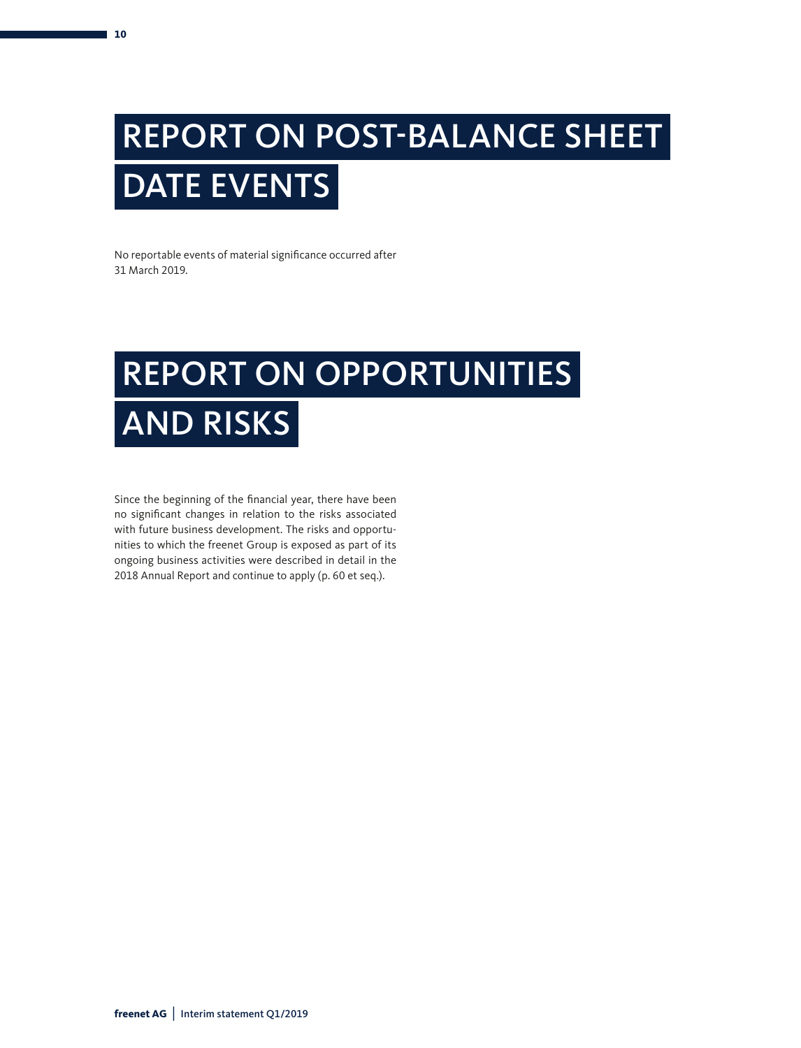# REPORT ON POST-BALANCE SHEET DATE EVENTS

No reportable events of material significance occurred after 31 March 2019.

# REPORT ON OPPORTUNITIES AND RISKS

Since the beginning of the financial year, there have been no significant changes in relation to the risks associated with future business development. The risks and opportunities to which the freenet Group is exposed as part of its ongoing business activities were described in detail in the 2018 Annual Report and continue to apply (p. 60 et seq.).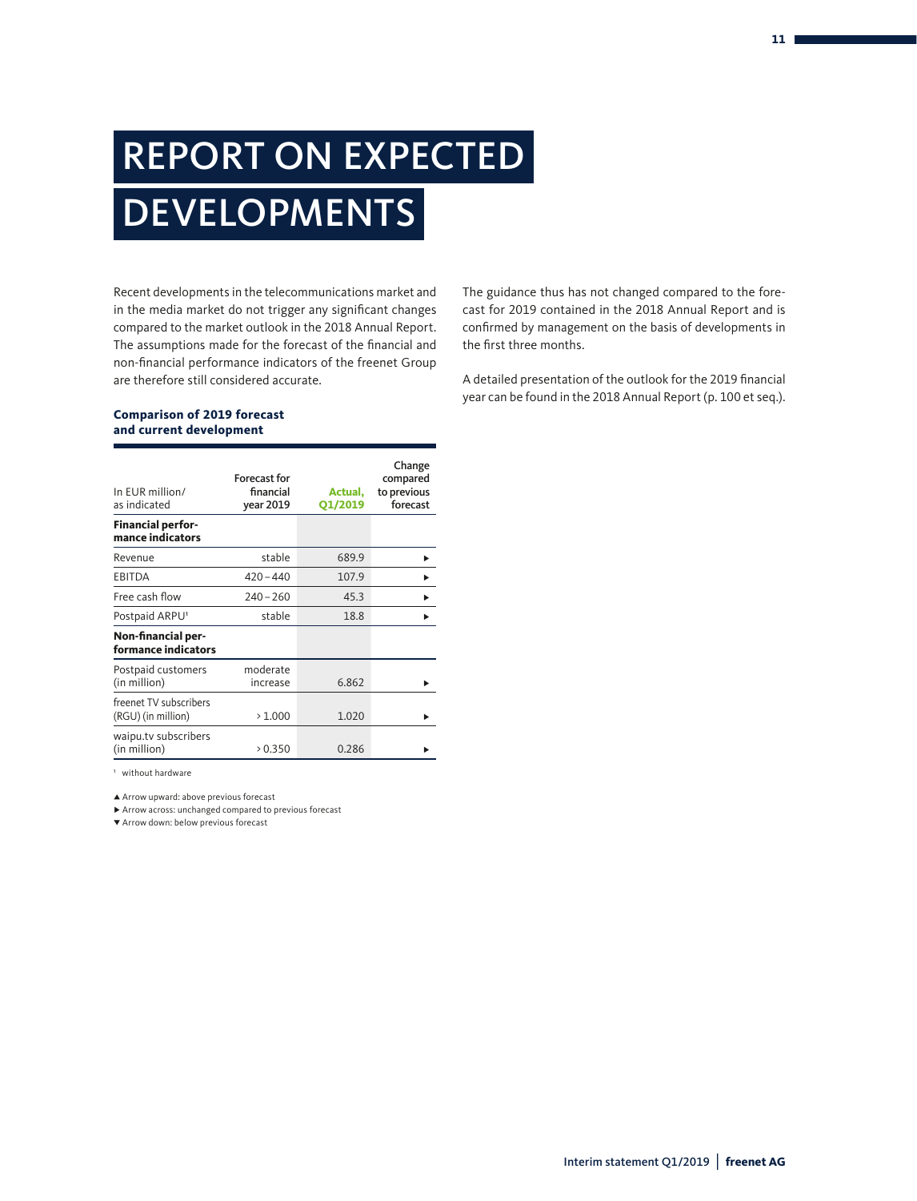# REPORT ON EXPECTED DEVELOPMENTS

Recent developments in the telecommunications market and in the media market do not trigger any significant changes compared to the market outlook in the 2018 Annual Report. The assumptions made for the forecast of the financial and non-financial performance indicators of the freenet Group are therefore still considered accurate.

**Comparison of 2019 forecast and current development**

| In EUR million/ as indicated | Forecast for financial year 2019 | Actual, Q1/2019 | Change compared to previous forecast |
|---|---|---|---|
| **Financial performance indicators** | | | |
| Revenue | stable | 689.9 | ▶ |
| EBITDA | 420 – 440 | 107.9 | ▶ |
| Free cash flow | 240 – 260 | 45.3 | ▶ |
| Postpaid ARPU[1] | stable | 18.8 | ▶ |
| **Non-financial performance indicators** | | | |
| Postpaid customers (in million) | moderate increase | 6.862 | ▶ |
| freenet TV subscribers (RGU) (in million) | > 1.000 | 1.020 | ▶ |
| waipu.tv subscribers (in million) | > 0.350 | 0.286 | ▶ |

[1] without hardware

▲ Arrow upward: above previous forecast
▶ Arrow across: unchanged compared to previous forecast
▼ Arrow down: below previous forecast

The guidance thus has not changed compared to the forecast for 2019 contained in the 2018 Annual Report and is confirmed by management on the basis of developments in the first three months.

A detailed presentation of the outlook for the 2019 financial year can be found in the 2018 Annual Report (p. 100 et seq.).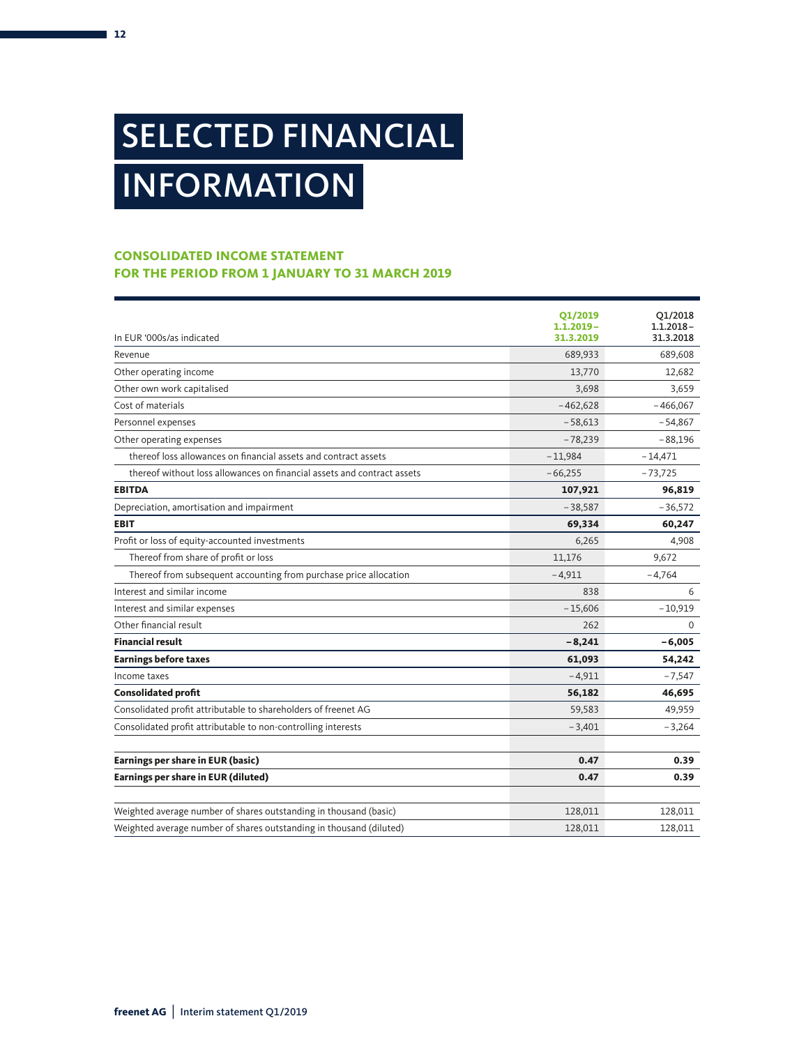# SELECTED FINANCIAL INFORMATION

## CONSOLIDATED INCOME STATEMENT FOR THE PERIOD FROM 1 JANUARY TO 31 MARCH 2019

| In EUR '000s/as indicated | Q1/2019 1.1.2019 – 31.3.2019 | Q1/2018 1.1.2018 – 31.3.2018 |
|---|---|---|
| Revenue | 689,933 | 689,608 |
| Other operating income | 13,770 | 12,682 |
| Other own work capitalised | 3,698 | 3,659 |
| Cost of materials | –462,628 | –466,067 |
| Personnel expenses | –58,613 | –54,867 |
| Other operating expenses | –78,239 | –88,196 |
| thereof loss allowances on financial assets and contract assets | –11,984 | –14,471 |
| thereof without loss allowances on financial assets and contract assets | –66,255 | –73,725 |
| **EBITDA** | **107,921** | **96,819** |
| Depreciation, amortisation and impairment | –38,587 | –36,572 |
| **EBIT** | **69,334** | **60,247** |
| Profit or loss of equity-accounted investments | 6,265 | 4,908 |
| Thereof from share of profit or loss | 11,176 | 9,672 |
| Thereof from subsequent accounting from purchase price allocation | –4,911 | –4,764 |
| Interest and similar income | 838 | 6 |
| Interest and similar expenses | –15,606 | –10,919 |
| Other financial result | 262 | 0 |
| **Financial result** | **–8,241** | **–6,005** |
| **Earnings before taxes** | **61,093** | **54,242** |
| Income taxes | –4,911 | –7,547 |
| **Consolidated profit** | **56,182** | **46,695** |
| Consolidated profit attributable to shareholders of freenet AG | 59,583 | 49,959 |
| Consolidated profit attributable to non-controlling interests | –3,401 | –3,264 |
| | | |
| **Earnings per share in EUR (basic)** | **0.47** | **0.39** |
| **Earnings per share in EUR (diluted)** | **0.47** | **0.39** |
| | | |
| Weighted average number of shares outstanding in thousand (basic) | 128,011 | 128,011 |
| Weighted average number of shares outstanding in thousand (diluted) | 128,011 | 128,011 |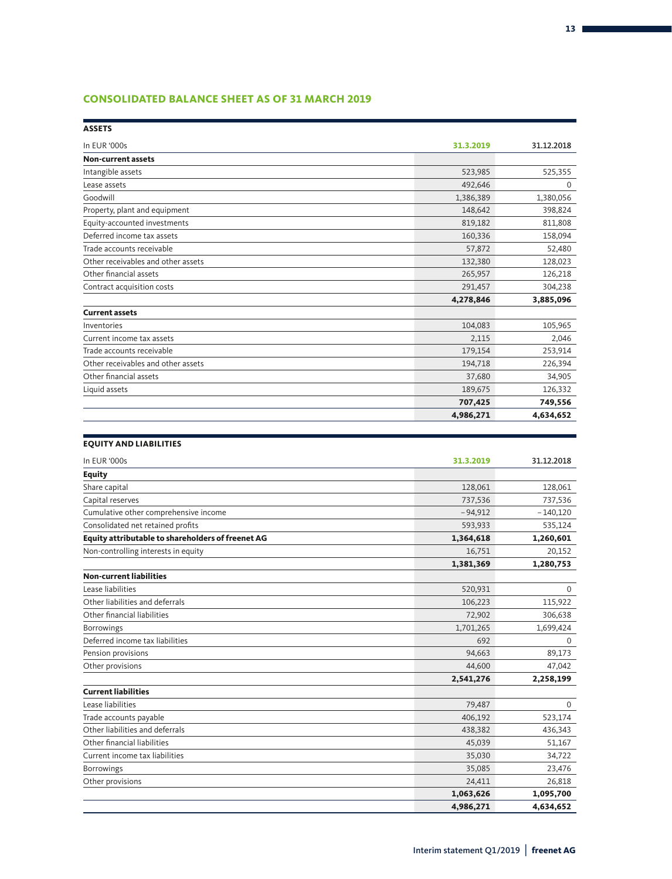## CONSOLIDATED BALANCE SHEET AS OF 31 MARCH 2019

### ASSETS

| In EUR '000s | 31.3.2019 | 31.12.2018 |
|---|---|---|
| **Non-current assets** | | |
| Intangible assets | 523,985 | 525,355 |
| Lease assets | 492,646 | 0 |
| Goodwill | 1,386,389 | 1,380,056 |
| Property, plant and equipment | 148,642 | 398,824 |
| Equity-accounted investments | 819,182 | 811,808 |
| Deferred income tax assets | 160,336 | 158,094 |
| Trade accounts receivable | 57,872 | 52,480 |
| Other receivables and other assets | 132,380 | 128,023 |
| Other financial assets | 265,957 | 126,218 |
| Contract acquisition costs | 291,457 | 304,238 |
| | **4,278,846** | **3,885,096** |
| **Current assets** | | |
| Inventories | 104,083 | 105,965 |
| Current income tax assets | 2,115 | 2,046 |
| Trade accounts receivable | 179,154 | 253,914 |
| Other receivables and other assets | 194,718 | 226,394 |
| Other financial assets | 37,680 | 34,905 |
| Liquid assets | 189,675 | 126,332 |
| | **707,425** | **749,556** |
| | **4,986,271** | **4,634,652** |

### EQUITY AND LIABILITIES

| In EUR '000s | 31.3.2019 | 31.12.2018 |
|---|---|---|
| **Equity** | | |
| Share capital | 128,061 | 128,061 |
| Capital reserves | 737,536 | 737,536 |
| Cumulative other comprehensive income | −94,912 | −140,120 |
| Consolidated net retained profits | 593,933 | 535,124 |
| **Equity attributable to shareholders of freenet AG** | **1,364,618** | **1,260,601** |
| Non-controlling interests in equity | 16,751 | 20,152 |
| | **1,381,369** | **1,280,753** |
| **Non-current liabilities** | | |
| Lease liabilities | 520,931 | 0 |
| Other liabilities and deferrals | 106,223 | 115,922 |
| Other financial liabilities | 72,902 | 306,638 |
| Borrowings | 1,701,265 | 1,699,424 |
| Deferred income tax liabilities | 692 | 0 |
| Pension provisions | 94,663 | 89,173 |
| Other provisions | 44,600 | 47,042 |
| | **2,541,276** | **2,258,199** |
| **Current liabilities** | | |
| Lease liabilities | 79,487 | 0 |
| Trade accounts payable | 406,192 | 523,174 |
| Other liabilities and deferrals | 438,382 | 436,343 |
| Other financial liabilities | 45,039 | 51,167 |
| Current income tax liabilities | 35,030 | 34,722 |
| Borrowings | 35,085 | 23,476 |
| Other provisions | 24,411 | 26,818 |
| | **1,063,626** | **1,095,700** |
| | **4,986,271** | **4,634,652** |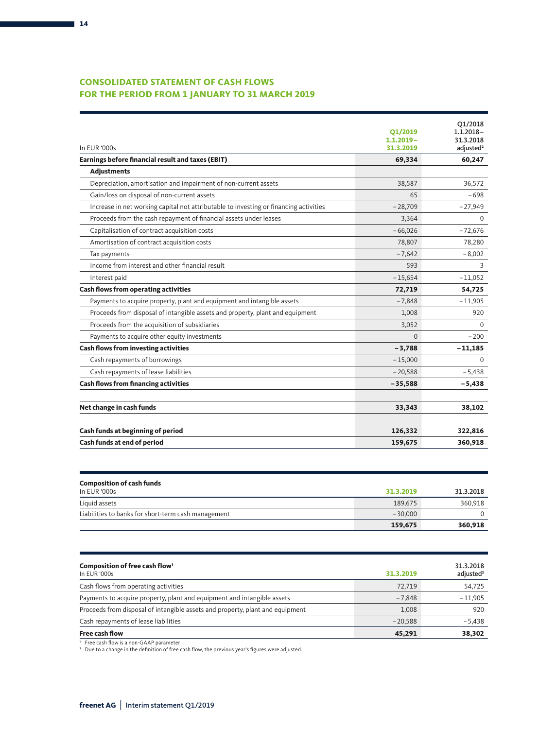## CONSOLIDATED STATEMENT OF CASH FLOWS FOR THE PERIOD FROM 1 JANUARY TO 31 MARCH 2019

| In EUR '000s | Q1/2019 1.1.2019 – 31.3.2019 | Q1/2018 1.1.2018 – 31.3.2018 adjusted[2] |
|---|---|---|
| **Earnings before financial result and taxes (EBIT)** | **69,334** | **60,247** |
| **Adjustments** | | |
| Depreciation, amortisation and impairment of non-current assets | 38,587 | 36,572 |
| Gain/loss on disposal of non-current assets | 65 | −698 |
| Increase in net working capital not attributable to investing or financing activities | −28,709 | −27,949 |
| Proceeds from the cash repayment of financial assets under leases | 3,364 | 0 |
| Capitalisation of contract acquisition costs | −66,026 | −72,676 |
| Amortisation of contract acquisition costs | 78,807 | 78,280 |
| Tax payments | −7,642 | −8,002 |
| Income from interest and other financial result | 593 | 3 |
| Interest paid | −15,654 | −11,052 |
| **Cash flows from operating activities** | **72,719** | **54,725** |
| Payments to acquire property, plant and equipment and intangible assets | −7,848 | −11,905 |
| Proceeds from disposal of intangible assets and property, plant and equipment | 1,008 | 920 |
| Proceeds from the acquisition of subsidiaries | 3,052 | 0 |
| Payments to acquire other equity investments | 0 | −200 |
| **Cash flows from investing activities** | **−3,788** | **−11,185** |
| Cash repayments of borrowings | −15,000 | 0 |
| Cash repayments of lease liabilities | −20,588 | −5,438 |
| **Cash flows from financing activities** | **−35,588** | **−5,438** |
| | | |
| **Net change in cash funds** | **33,343** | **38,102** |
| | | |
| **Cash funds at beginning of period** | **126,332** | **322,816** |
| **Cash funds at end of period** | **159,675** | **360,918** |

| **Composition of cash funds** In EUR '000s | 31.3.2019 | 31.3.2018 |
|---|---|---|
| Liquid assets | 189,675 | 360,918 |
| Liabilities to banks for short-term cash management | −30,000 | 0 |
| | **159,675** | **360,918** |

| **Composition of free cash flow**[1] In EUR '000s | 31.3.2019 | 31.3.2018 adjusted[2] |
|---|---|---|
| Cash flows from operating activities | 72,719 | 54,725 |
| Payments to acquire property, plant and equipment and intangible assets | −7,848 | −11,905 |
| Proceeds from disposal of intangible assets and property, plant and equipment | 1,008 | 920 |
| Cash repayments of lease liabilities | −20,588 | −5,438 |
| **Free cash flow** | **45,291** | **38,302** |

[1] Free cash flow is a non-GAAP parameter

[2] Due to a change in the definition of free cash flow, the previous year's figures were adjusted.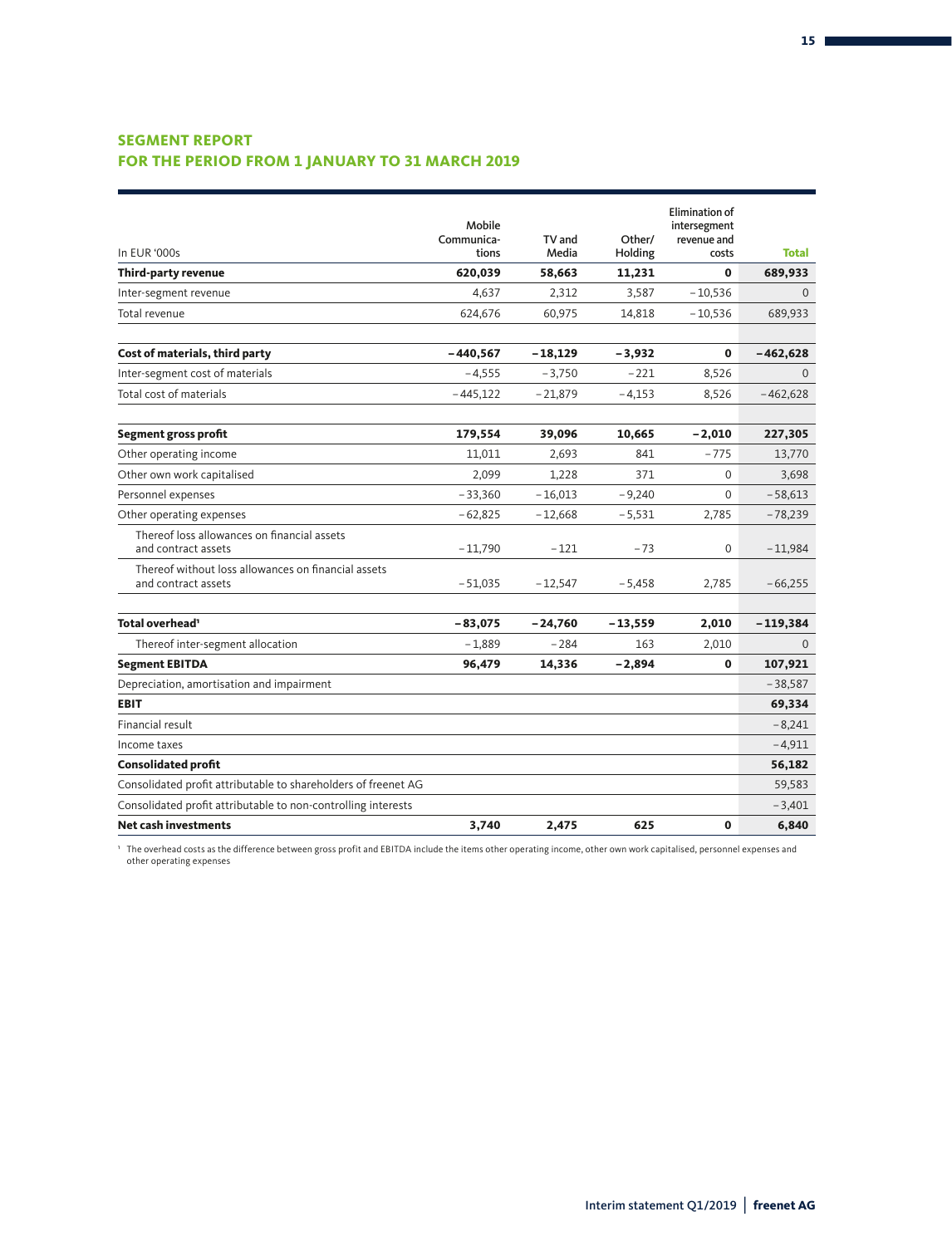## SEGMENT REPORT
## FOR THE PERIOD FROM 1 JANUARY TO 31 MARCH 2019

| In EUR '000s | Mobile Communications | TV and Media | Other/ Holding | Elimination of intersegment revenue and costs | Total |
|---|---|---|---|---|---|
| **Third-party revenue** | **620,039** | **58,663** | **11,231** | **0** | **689,933** |
| Inter-segment revenue | 4,637 | 2,312 | 3,587 | −10,536 | 0 |
| Total revenue | 624,676 | 60,975 | 14,818 | −10,536 | 689,933 |
| | | | | | |
| **Cost of materials, third party** | **−440,567** | **−18,129** | **−3,932** | **0** | **−462,628** |
| Inter-segment cost of materials | −4,555 | −3,750 | −221 | 8,526 | 0 |
| Total cost of materials | −445,122 | −21,879 | −4,153 | 8,526 | −462,628 |
| | | | | | |
| **Segment gross profit** | **179,554** | **39,096** | **10,665** | **−2,010** | **227,305** |
| Other operating income | 11,011 | 2,693 | 841 | −775 | 13,770 |
| Other own work capitalised | 2,099 | 1,228 | 371 | 0 | 3,698 |
| Personnel expenses | −33,360 | −16,013 | −9,240 | 0 | −58,613 |
| Other operating expenses | −62,825 | −12,668 | −5,531 | 2,785 | −78,239 |
| Thereof loss allowances on financial assets and contract assets | −11,790 | −121 | −73 | 0 | −11,984 |
| Thereof without loss allowances on financial assets and contract assets | −51,035 | −12,547 | −5,458 | 2,785 | −66,255 |
| | | | | | |
| **Total overhead**[1] | **−83,075** | **−24,760** | **−13,559** | **2,010** | **−119,384** |
| Thereof inter-segment allocation | −1,889 | −284 | 163 | 2,010 | 0 |
| **Segment EBITDA** | **96,479** | **14,336** | **−2,894** | **0** | **107,921** |
| Depreciation, amortisation and impairment | | | | | −38,587 |
| **EBIT** | | | | | **69,334** |
| Financial result | | | | | −8,241 |
| Income taxes | | | | | −4,911 |
| **Consolidated profit** | | | | | **56,182** |
| Consolidated profit attributable to shareholders of freenet AG | | | | | 59,583 |
| Consolidated profit attributable to non-controlling interests | | | | | −3,401 |
| **Net cash investments** | **3,740** | **2,475** | **625** | **0** | **6,840** |

[1] The overhead costs as the difference between gross profit and EBITDA include the items other operating income, other own work capitalised, personnel expenses and other operating expenses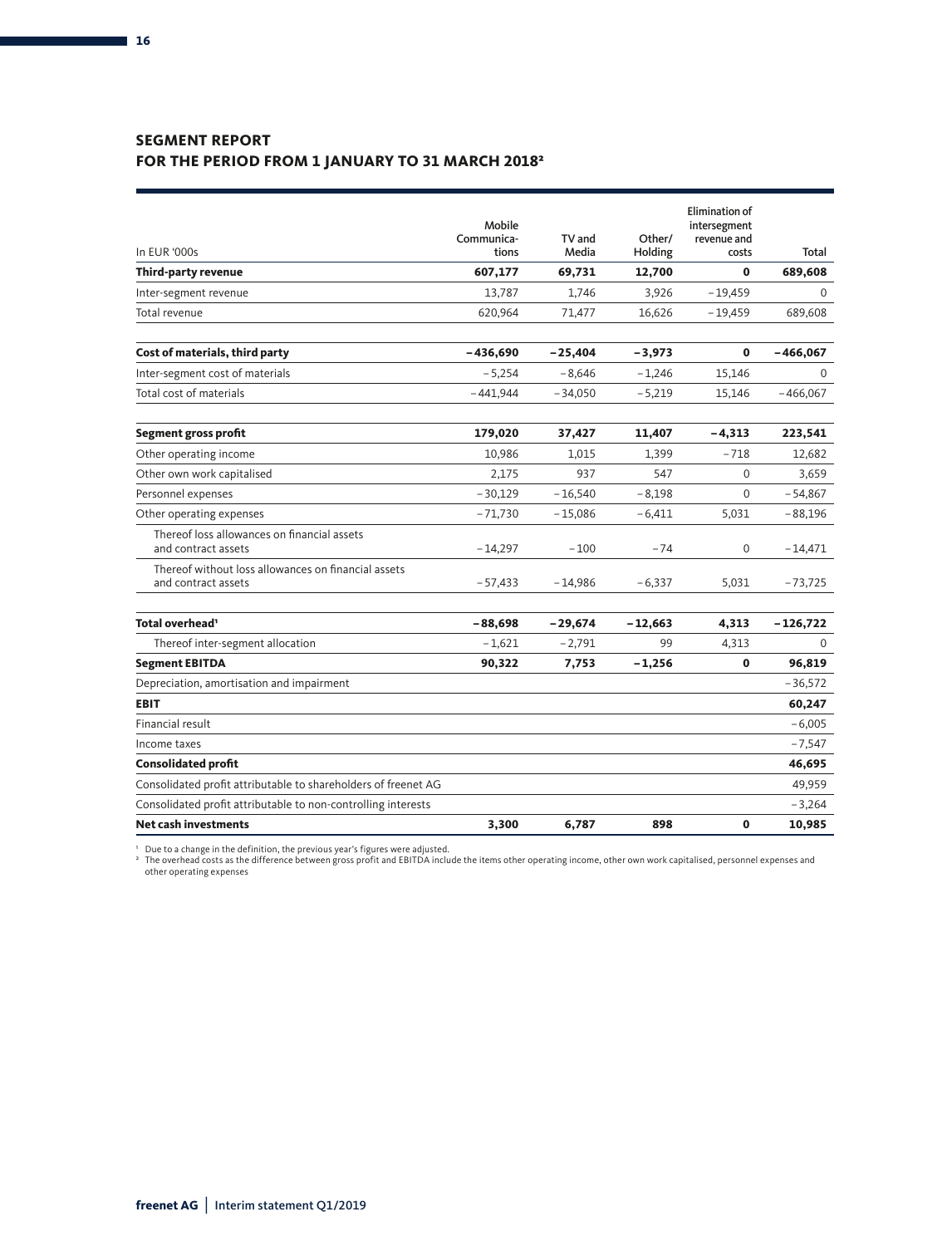## SEGMENT REPORT
## FOR THE PERIOD FROM 1 JANUARY TO 31 MARCH 2018[2]

| In EUR '000s | Mobile Communications | TV and Media | Other/ Holding | Elimination of intersegment revenue and costs | Total |
|---|---|---|---|---|---|
| **Third-party revenue** | **607,177** | **69,731** | **12,700** | **0** | **689,608** |
| Inter-segment revenue | 13,787 | 1,746 | 3,926 | –19,459 | 0 |
| Total revenue | 620,964 | 71,477 | 16,626 | –19,459 | 689,608 |
| | | | | | |
| **Cost of materials, third party** | **–436,690** | **–25,404** | **–3,973** | **0** | **–466,067** |
| Inter-segment cost of materials | –5,254 | –8,646 | –1,246 | 15,146 | 0 |
| Total cost of materials | –441,944 | –34,050 | –5,219 | 15,146 | –466,067 |
| | | | | | |
| **Segment gross profit** | **179,020** | **37,427** | **11,407** | **–4,313** | **223,541** |
| Other operating income | 10,986 | 1,015 | 1,399 | –718 | 12,682 |
| Other own work capitalised | 2,175 | 937 | 547 | 0 | 3,659 |
| Personnel expenses | –30,129 | –16,540 | –8,198 | 0 | –54,867 |
| Other operating expenses | –71,730 | –15,086 | –6,411 | 5,031 | –88,196 |
| Thereof loss allowances on financial assets and contract assets | –14,297 | –100 | –74 | 0 | –14,471 |
| Thereof without loss allowances on financial assets and contract assets | –57,433 | –14,986 | –6,337 | 5,031 | –73,725 |
| | | | | | |
| **Total overhead[1]** | **–88,698** | **–29,674** | **–12,663** | **4,313** | **–126,722** |
| Thereof inter-segment allocation | –1,621 | –2,791 | 99 | 4,313 | 0 |
| **Segment EBITDA** | **90,322** | **7,753** | **–1,256** | **0** | **96,819** |
| Depreciation, amortisation and impairment | | | | | –36,572 |
| **EBIT** | | | | | **60,247** |
| Financial result | | | | | –6,005 |
| Income taxes | | | | | –7,547 |
| **Consolidated profit** | | | | | **46,695** |
| Consolidated profit attributable to shareholders of freenet AG | | | | | 49,959 |
| Consolidated profit attributable to non-controlling interests | | | | | –3,264 |
| **Net cash investments** | **3,300** | **6,787** | **898** | **0** | **10,985** |

[1] Due to a change in the definition, the previous year's figures were adjusted.
[2] The overhead costs as the difference between gross profit and EBITDA include the items other operating income, other own work capitalised, personnel expenses and other operating expenses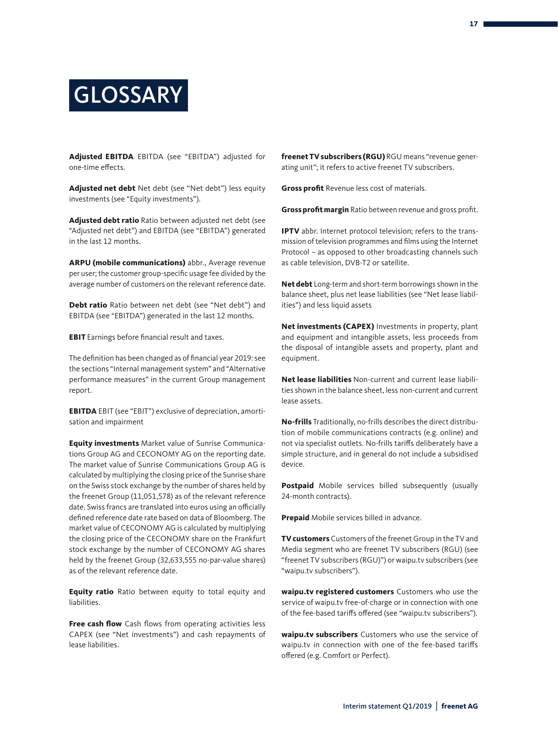# GLOSSARY

**Adjusted EBITDA** EBITDA (see "EBITDA") adjusted for one-time effects.

**Adjusted net debt** Net debt (see "Net debt") less equity investments (see "Equity investments").

**Adjusted debt ratio** Ratio between adjusted net debt (see "Adjusted net debt") and EBITDA (see "EBITDA") generated in the last 12 months.

**ARPU (mobile communications)** abbr., Average revenue per user; the customer group-specific usage fee divided by the average number of customers on the relevant reference date.

**Debt ratio** Ratio between net debt (see "Net debt") and EBITDA (see "EBITDA") generated in the last 12 months.

**EBIT** Earnings before financial result and taxes.

The definition has been changed as of financial year 2019: see the sections "Internal management system" and "Alternative performance measures" in the current Group management report.

**EBITDA** EBIT (see "EBIT") exclusive of depreciation, amortisation and impairment

**Equity investments** Market value of Sunrise Communications Group AG and CECONOMY AG on the reporting date. The market value of Sunrise Communications Group AG is calculated by multiplying the closing price of the Sunrise share on the Swiss stock exchange by the number of shares held by the freenet Group (11,051,578) as of the relevant reference date. Swiss francs are translated into euros using an officially defined reference date rate based on data of Bloomberg. The market value of CECONOMY AG is calculated by multiplying the closing price of the CECONOMY share on the Frankfurt stock exchange by the number of CECONOMY AG shares held by the freenet Group (32,633,555 no-par-value shares) as of the relevant reference date.

**Equity ratio** Ratio between equity to total equity and liabilities.

**Free cash flow** Cash flows from operating activities less CAPEX (see "Net investments") and cash repayments of lease liabilities.

**freenet TV subscribers (RGU)** RGU means "revenue generating unit"; it refers to active freenet TV subscribers.

**Gross profit** Revenue less cost of materials.

**Gross profit margin** Ratio between revenue and gross profit.

**IPTV** abbr. Internet protocol television; refers to the transmission of television programmes and films using the Internet Protocol – as opposed to other broadcasting channels such as cable television, DVB-T2 or satellite.

**Net debt** Long-term and short-term borrowings shown in the balance sheet, plus net lease liabilities (see "Net lease liabilities") and less liquid assets

**Net investments (CAPEX)** Investments in property, plant and equipment and intangible assets, less proceeds from the disposal of intangible assets and property, plant and equipment.

**Net lease liabilities** Non-current and current lease liabilities shown in the balance sheet, less non-current and current lease assets.

**No-frills** Traditionally, no-frills describes the direct distribution of mobile communications contracts (e.g. online) and not via specialist outlets. No-frills tariffs deliberately have a simple structure, and in general do not include a subsidised device.

**Postpaid** Mobile services billed subsequently (usually 24-month contracts).

**Prepaid** Mobile services billed in advance.

**TV customers** Customers of the freenet Group in the TV and Media segment who are freenet TV subscribers (RGU) (see "freenet TV subscribers (RGU)") or waipu.tv subscribers (see "waipu.tv subscribers").

**waipu.tv registered customers** Customers who use the service of waipu.tv free-of-charge or in connection with one of the fee-based tariffs offered (see "waipu.tv subscribers").

**waipu.tv subscribers** Customers who use the service of waipu.tv in connection with one of the fee-based tariffs offered (e.g. Comfort or Perfect).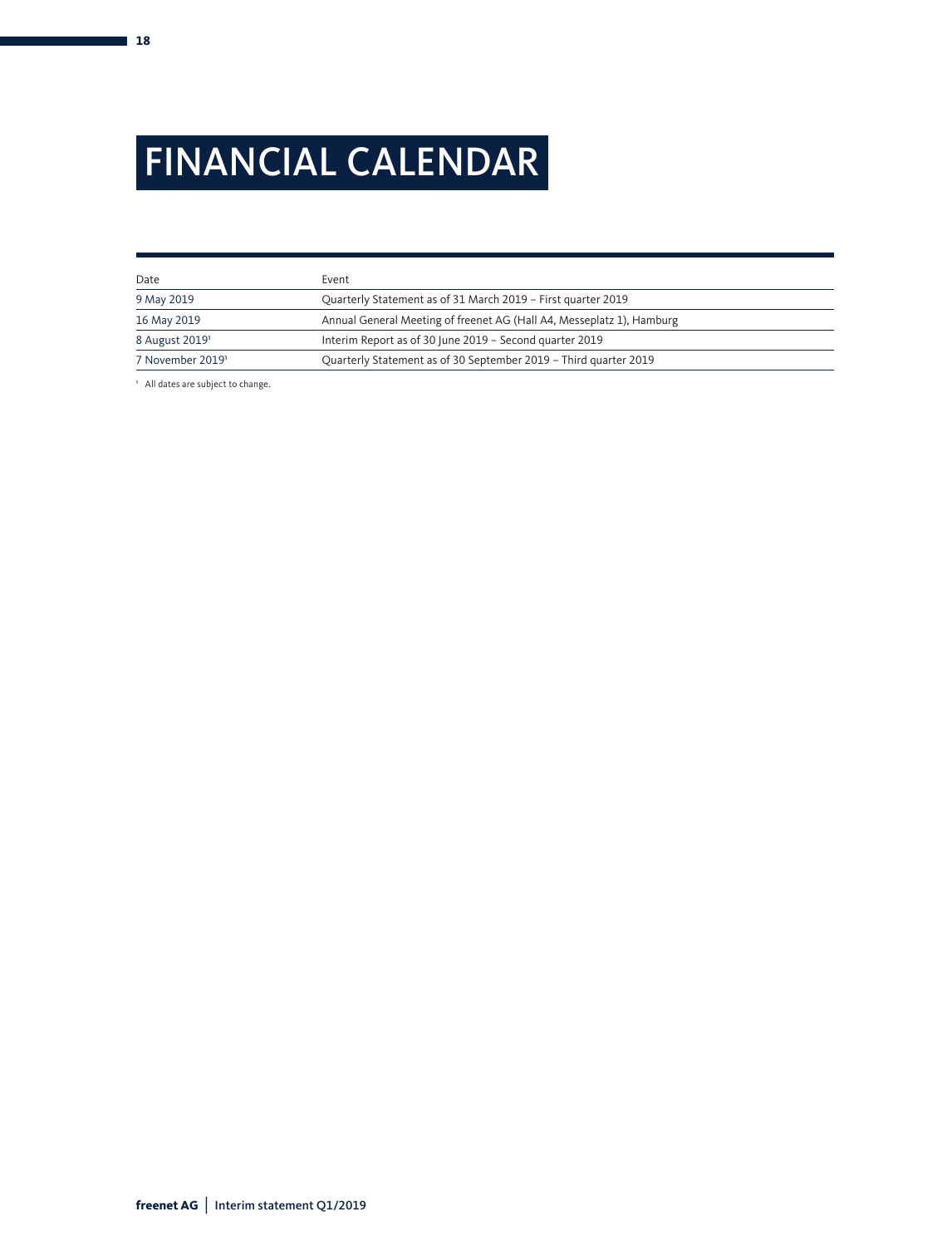# FINANCIAL CALENDAR

| Date | Event |
|---|---|
| 9 May 2019 | Quarterly Statement as of 31 March 2019 – First quarter 2019 |
| 16 May 2019 | Annual General Meeting of freenet AG (Hall A4, Messeplatz 1), Hamburg |
| 8 August 2019[1] | Interim Report as of 30 June 2019 – Second quarter 2019 |
| 7 November 2019[1] | Quarterly Statement as of 30 September 2019 – Third quarter 2019 |

[1] All dates are subject to change.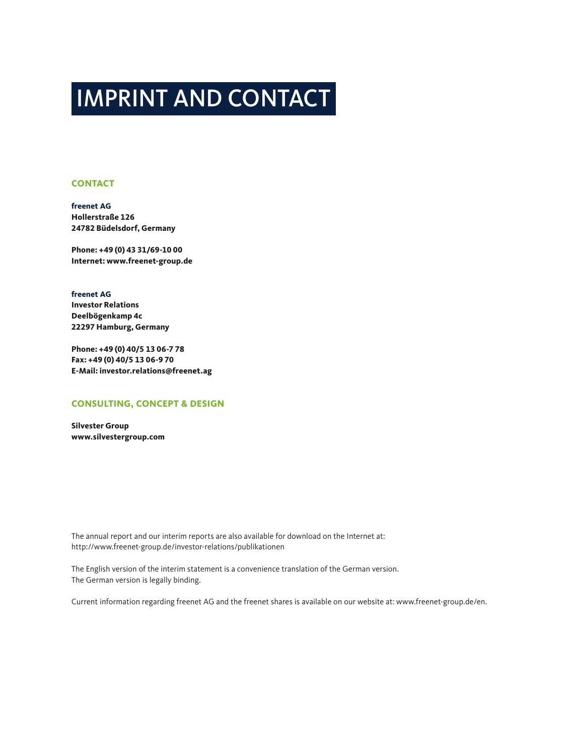# IMPRINT AND CONTACT

## CONTACT

**freenet AG**
**Hollerstraße 126**
**24782 Büdelsdorf, Germany**

**Phone: +49 (0) 43 31/69-10 00**
**Internet: www.freenet-group.de**

**freenet AG**
**Investor Relations**
**Deelbögenkamp 4c**
**22297 Hamburg, Germany**

**Phone: +49 (0) 40/5 13 06-7 78**
**Fax: +49 (0) 40/5 13 06-9 70**
**E-Mail: investor.relations@freenet.ag**

## CONSULTING, CONCEPT & DESIGN

**Silvester Group**
**www.silvestergroup.com**

The annual report and our interim reports are also available for download on the Internet at:
http://www.freenet-group.de/investor-relations/publikationen

The English version of the interim statement is a convenience translation of the German version.
The German version is legally binding.

Current information regarding freenet AG and the freenet shares is available on our website at: www.freenet-group.de/en.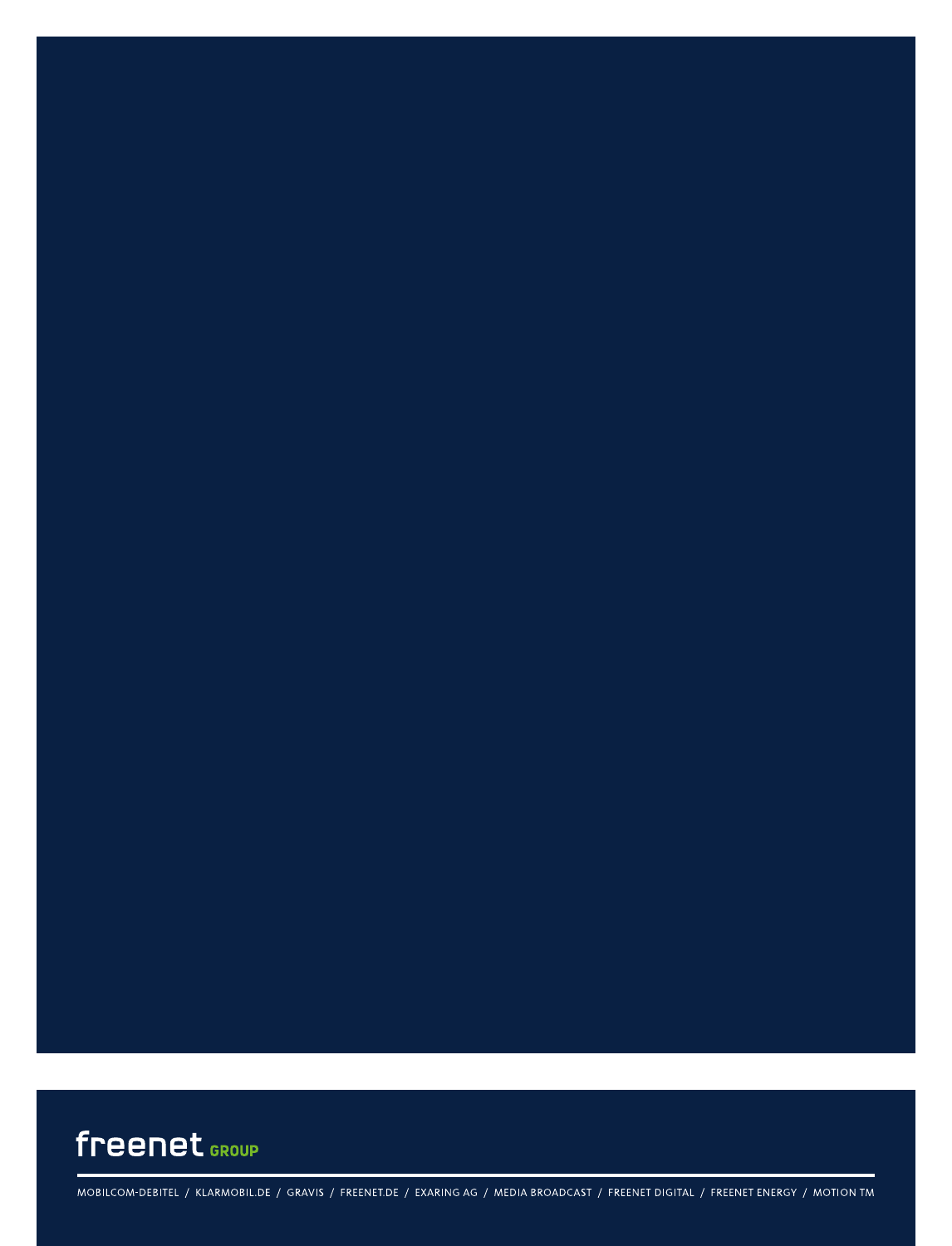freenet GROUP

MOBILCOM-DEBITEL / KLARMOBIL.DE / GRAVIS / FREENET.DE / EXARING AG / MEDIA BROADCAST / FREENET DIGITAL / FREENET ENERGY / MOTION TM